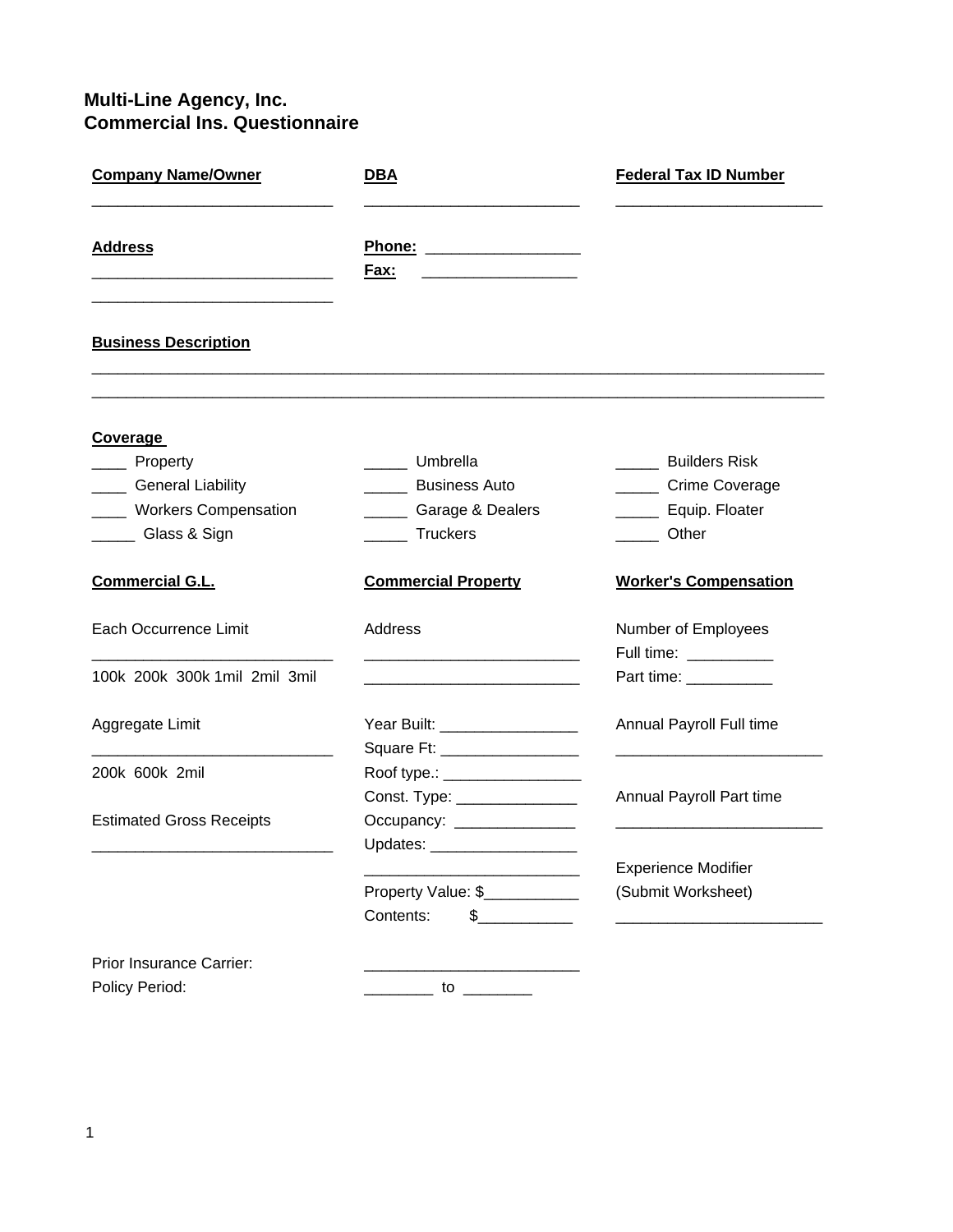# Multi-Line Agency, Inc.
# Commercial Ins. Questionnaire

| **Company Name/Owner** | **DBA** | **Federal Tax ID Number** |
| --- | --- | --- |
| ____________________________ | _________________________ | ________________________ |

**Address**

____________________________

____________________________

**Phone:** _________________

**Fax:** _________________

**Business Description**

______________________________________________________________________________________

______________________________________________________________________________________

**Coverage**

| | | |
| --- | --- | --- |
| ____ Property | _____ Umbrella | _____ Builders Risk |
| ____ General Liability | _____ Business Auto | _____ Crime Coverage |
| ____ Workers Compensation | _____ Garage & Dealers | _____ Equip. Floater |
| _____ Glass & Sign | _____ Truckers | _____ Other |

| **Commercial G.L.** | **Commercial Property** | **Worker's Compensation** |
| --- | --- | --- |
| Each Occurrence Limit | Address | Number of Employees |
| ____________________________ | _________________________ | Full time: __________ |
| 100k 200k 300k 1mil 2mil 3mil | _________________________ | Part time: __________ |
| Aggregate Limit | Year Built: ________________ | Annual Payroll Full time |
| ____________________________ | Square Ft: ________________ | ________________________ |
| 200k 600k 2mil | Roof type.: ________________ | |
| | Const. Type: ______________ | Annual Payroll Part time |
| Estimated Gross Receipts | Occupancy: ______________ | ________________________ |
| ____________________________ | Updates: _________________ | |
| | _________________________ | Experience Modifier |
| | Property Value: $___________ | (Submit Worksheet) |
| | Contents: $___________ | ________________________ |

Prior Insurance Carrier: _________________________

Policy Period: ________ to ________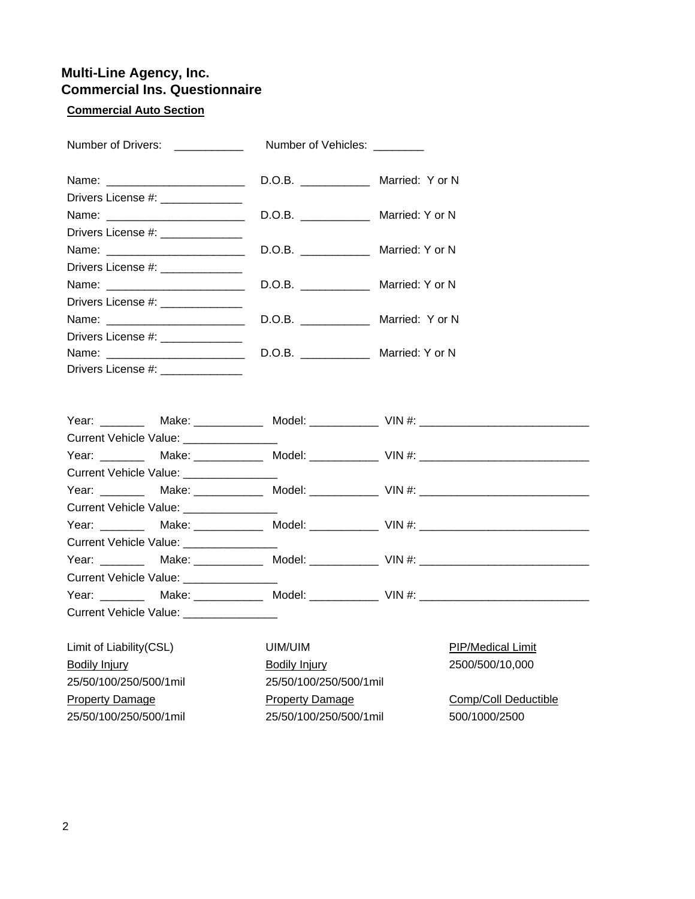**Multi-Line Agency, Inc.**
**Commercial Ins. Questionnaire**

**Commercial Auto Section**

Number of Drivers: ___________ Number of Vehicles: ________

Name: ______________________ D.O.B. ___________ Married: Y or N
Drivers License #: _____________
Name: ______________________ D.O.B. ___________ Married: Y or N
Drivers License #: _____________
Name: ______________________ D.O.B. ___________ Married: Y or N
Drivers License #: _____________
Name: ______________________ D.O.B. ___________ Married: Y or N
Drivers License #: _____________
Name: ______________________ D.O.B. ___________ Married: Y or N
Drivers License #: _____________
Name: ______________________ D.O.B. ___________ Married: Y or N
Drivers License #: _____________

Year: _______ Make: ___________ Model: ___________ VIN #: ___________________________
Current Vehicle Value: _______________
Year: _______ Make: ___________ Model: ___________ VIN #: ___________________________
Current Vehicle Value: _______________
Year: _______ Make: ___________ Model: ___________ VIN #: ___________________________
Current Vehicle Value: _______________
Year: _______ Make: ___________ Model: ___________ VIN #: ___________________________
Current Vehicle Value: _______________
Year: _______ Make: ___________ Model: ___________ VIN #: ___________________________
Current Vehicle Value: _______________
Year: _______ Make: ___________ Model: ___________ VIN #: ___________________________
Current Vehicle Value: _______________

| | | |
|---|---|---|
| Limit of Liability(CSL) | UIM/UIM | PIP/Medical Limit |
| Bodily Injury | Bodily Injury | 2500/500/10,000 |
| 25/50/100/250/500/1mil | 25/50/100/250/500/1mil | |
| Property Damage | Property Damage | Comp/Coll Deductible |
| 25/50/100/250/500/1mil | 25/50/100/250/500/1mil | 500/1000/2500 |